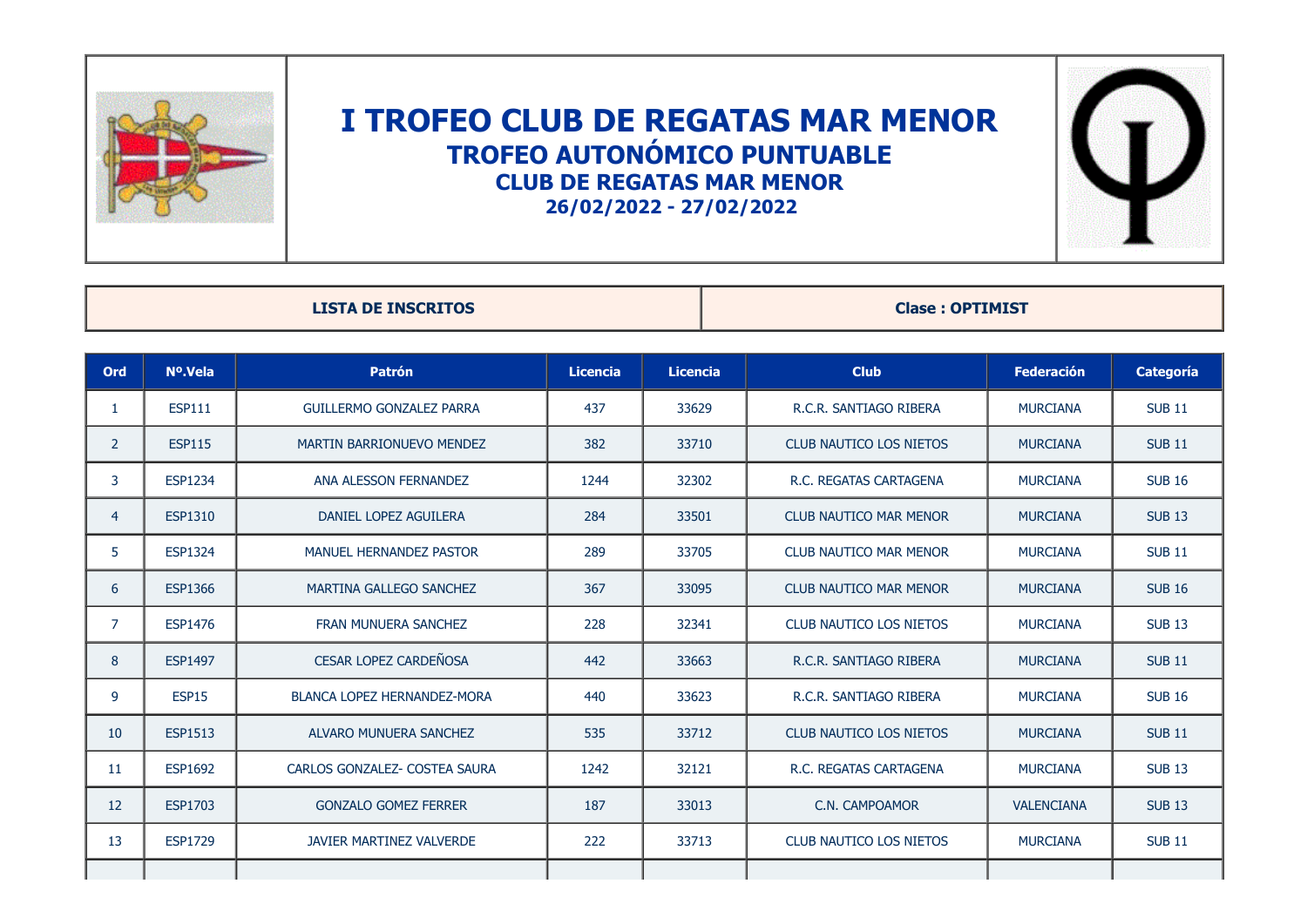# I TROFEO CLUB DE REGATAS MAR MENOR

## TROFEO AUTONÓMICO PUNTUABLE

### CLUB DE REGATAS MAR MENOR

**26/02/2022 - 27/02/2022**

| LISTA DE INSCRITOS | Clase : OPTIMIST |
|---|---|

| Ord | Nº.Vela | Patrón | Licencia | Licencia | Club | Federación | Categoría |
|---|---|---|---|---|---|---|---|
| 1 | ESP111 | GUILLERMO GONZALEZ PARRA | 437 | 33629 | R.C.R. SANTIAGO RIBERA | MURCIANA | SUB 11 |
| 2 | ESP115 | MARTIN BARRIONUEVO MENDEZ | 382 | 33710 | CLUB NAUTICO LOS NIETOS | MURCIANA | SUB 11 |
| 3 | ESP1234 | ANA ALESSON FERNANDEZ | 1244 | 32302 | R.C. REGATAS CARTAGENA | MURCIANA | SUB 16 |
| 4 | ESP1310 | DANIEL LOPEZ AGUILERA | 284 | 33501 | CLUB NAUTICO MAR MENOR | MURCIANA | SUB 13 |
| 5 | ESP1324 | MANUEL HERNANDEZ PASTOR | 289 | 33705 | CLUB NAUTICO MAR MENOR | MURCIANA | SUB 11 |
| 6 | ESP1366 | MARTINA GALLEGO SANCHEZ | 367 | 33095 | CLUB NAUTICO MAR MENOR | MURCIANA | SUB 16 |
| 7 | ESP1476 | FRAN MUNUERA SANCHEZ | 228 | 32341 | CLUB NAUTICO LOS NIETOS | MURCIANA | SUB 13 |
| 8 | ESP1497 | CESAR LOPEZ CARDEÑOSA | 442 | 33663 | R.C.R. SANTIAGO RIBERA | MURCIANA | SUB 11 |
| 9 | ESP15 | BLANCA LOPEZ HERNANDEZ-MORA | 440 | 33623 | R.C.R. SANTIAGO RIBERA | MURCIANA | SUB 16 |
| 10 | ESP1513 | ALVARO MUNUERA SANCHEZ | 535 | 33712 | CLUB NAUTICO LOS NIETOS | MURCIANA | SUB 11 |
| 11 | ESP1692 | CARLOS GONZALEZ- COSTEA SAURA | 1242 | 32121 | R.C. REGATAS CARTAGENA | MURCIANA | SUB 13 |
| 12 | ESP1703 | GONZALO GOMEZ FERRER | 187 | 33013 | C.N. CAMPOAMOR | VALENCIANA | SUB 13 |
| 13 | ESP1729 | JAVIER MARTINEZ VALVERDE | 222 | 33713 | CLUB NAUTICO LOS NIETOS | MURCIANA | SUB 11 |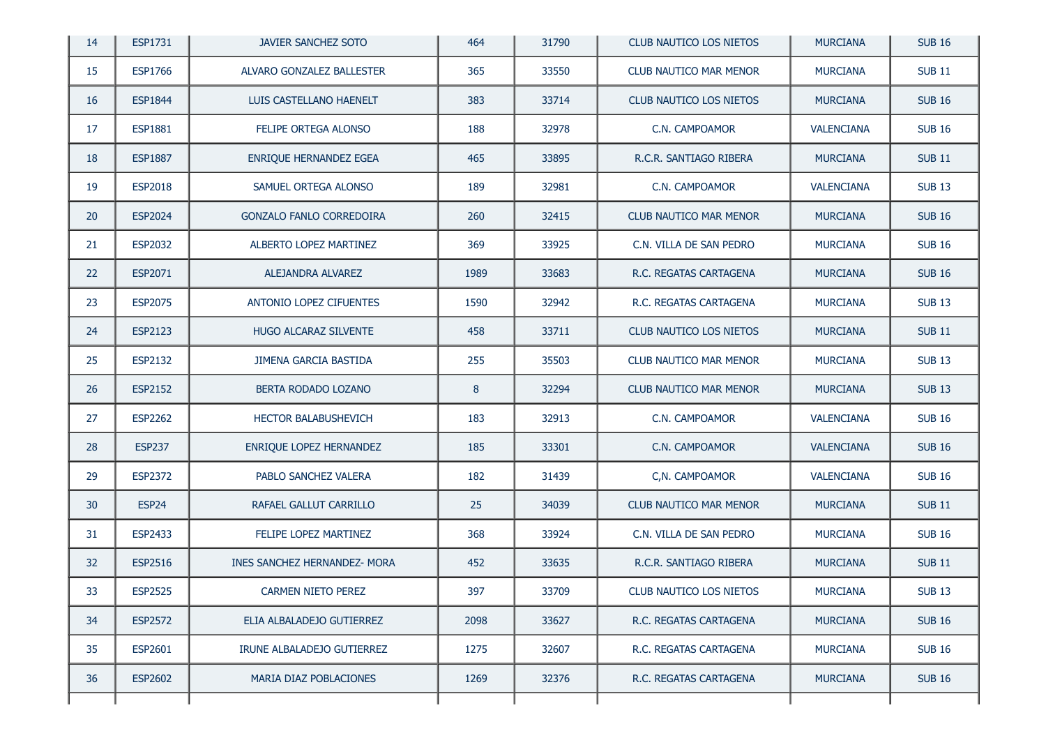| 14 | ESP1731 | JAVIER SANCHEZ SOTO | 464 | 31790 | CLUB NAUTICO LOS NIETOS | MURCIANA | SUB 16 |
|---|---|---|---|---|---|---|---|
| 15 | ESP1766 | ALVARO GONZALEZ BALLESTER | 365 | 33550 | CLUB NAUTICO MAR MENOR | MURCIANA | SUB 11 |
| 16 | ESP1844 | LUIS CASTELLANO HAENELT | 383 | 33714 | CLUB NAUTICO LOS NIETOS | MURCIANA | SUB 16 |
| 17 | ESP1881 | FELIPE ORTEGA ALONSO | 188 | 32978 | C.N. CAMPOAMOR | VALENCIANA | SUB 16 |
| 18 | ESP1887 | ENRIQUE HERNANDEZ EGEA | 465 | 33895 | R.C.R. SANTIAGO RIBERA | MURCIANA | SUB 11 |
| 19 | ESP2018 | SAMUEL ORTEGA ALONSO | 189 | 32981 | C.N. CAMPOAMOR | VALENCIANA | SUB 13 |
| 20 | ESP2024 | GONZALO FANLO CORREDOIRA | 260 | 32415 | CLUB NAUTICO MAR MENOR | MURCIANA | SUB 16 |
| 21 | ESP2032 | ALBERTO LOPEZ MARTINEZ | 369 | 33925 | C.N. VILLA DE SAN PEDRO | MURCIANA | SUB 16 |
| 22 | ESP2071 | ALEJANDRA ALVAREZ | 1989 | 33683 | R.C. REGATAS CARTAGENA | MURCIANA | SUB 16 |
| 23 | ESP2075 | ANTONIO LOPEZ CIFUENTES | 1590 | 32942 | R.C. REGATAS CARTAGENA | MURCIANA | SUB 13 |
| 24 | ESP2123 | HUGO ALCARAZ SILVENTE | 458 | 33711 | CLUB NAUTICO LOS NIETOS | MURCIANA | SUB 11 |
| 25 | ESP2132 | JIMENA GARCIA BASTIDA | 255 | 35503 | CLUB NAUTICO MAR MENOR | MURCIANA | SUB 13 |
| 26 | ESP2152 | BERTA RODADO LOZANO | 8 | 32294 | CLUB NAUTICO MAR MENOR | MURCIANA | SUB 13 |
| 27 | ESP2262 | HECTOR BALABUSHEVICH | 183 | 32913 | C.N. CAMPOAMOR | VALENCIANA | SUB 16 |
| 28 | ESP237 | ENRIQUE LOPEZ HERNANDEZ | 185 | 33301 | C.N. CAMPOAMOR | VALENCIANA | SUB 16 |
| 29 | ESP2372 | PABLO SANCHEZ VALERA | 182 | 31439 | C,N. CAMPOAMOR | VALENCIANA | SUB 16 |
| 30 | ESP24 | RAFAEL GALLUT CARRILLO | 25 | 34039 | CLUB NAUTICO MAR MENOR | MURCIANA | SUB 11 |
| 31 | ESP2433 | FELIPE LOPEZ MARTINEZ | 368 | 33924 | C.N. VILLA DE SAN PEDRO | MURCIANA | SUB 16 |
| 32 | ESP2516 | INES SANCHEZ HERNANDEZ- MORA | 452 | 33635 | R.C.R. SANTIAGO RIBERA | MURCIANA | SUB 11 |
| 33 | ESP2525 | CARMEN NIETO PEREZ | 397 | 33709 | CLUB NAUTICO LOS NIETOS | MURCIANA | SUB 13 |
| 34 | ESP2572 | ELIA ALBALADEJO GUTIERREZ | 2098 | 33627 | R.C. REGATAS CARTAGENA | MURCIANA | SUB 16 |
| 35 | ESP2601 | IRUNE ALBALADEJO GUTIERREZ | 1275 | 32607 | R.C. REGATAS CARTAGENA | MURCIANA | SUB 16 |
| 36 | ESP2602 | MARIA DIAZ POBLACIONES | 1269 | 32376 | R.C. REGATAS CARTAGENA | MURCIANA | SUB 16 |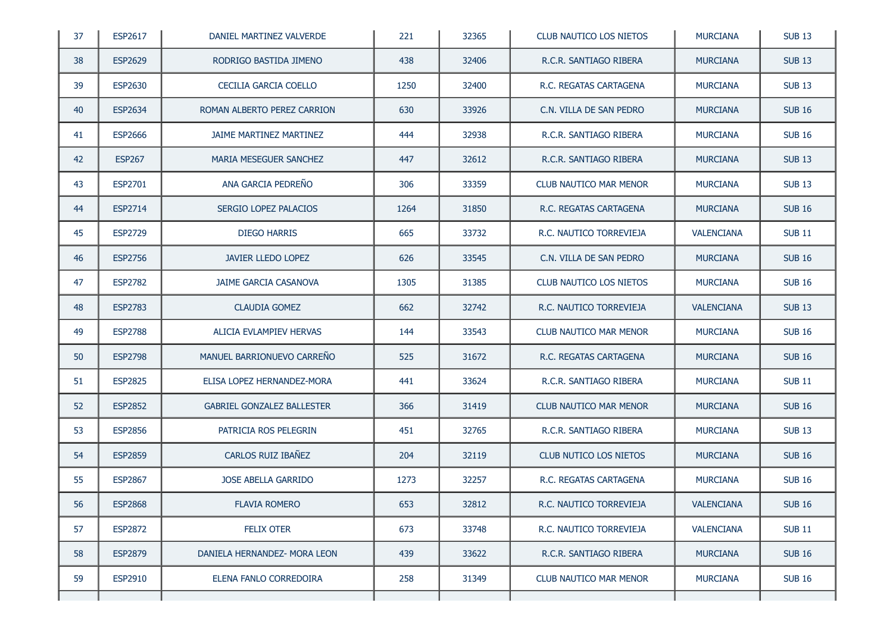| 37 | ESP2617 | DANIEL MARTINEZ VALVERDE | 221 | 32365 | CLUB NAUTICO LOS NIETOS | MURCIANA | SUB 13 |
|---|---|---|---|---|---|---|---|
| 38 | ESP2629 | RODRIGO BASTIDA JIMENO | 438 | 32406 | R.C.R. SANTIAGO RIBERA | MURCIANA | SUB 13 |
| 39 | ESP2630 | CECILIA GARCIA COELLO | 1250 | 32400 | R.C. REGATAS CARTAGENA | MURCIANA | SUB 13 |
| 40 | ESP2634 | ROMAN ALBERTO PEREZ CARRION | 630 | 33926 | C.N. VILLA DE SAN PEDRO | MURCIANA | SUB 16 |
| 41 | ESP2666 | JAIME MARTINEZ MARTINEZ | 444 | 32938 | R.C.R. SANTIAGO RIBERA | MURCIANA | SUB 16 |
| 42 | ESP267 | MARIA MESEGUER SANCHEZ | 447 | 32612 | R.C.R. SANTIAGO RIBERA | MURCIANA | SUB 13 |
| 43 | ESP2701 | ANA GARCIA PEDREÑO | 306 | 33359 | CLUB NAUTICO MAR MENOR | MURCIANA | SUB 13 |
| 44 | ESP2714 | SERGIO LOPEZ PALACIOS | 1264 | 31850 | R.C. REGATAS CARTAGENA | MURCIANA | SUB 16 |
| 45 | ESP2729 | DIEGO HARRIS | 665 | 33732 | R.C. NAUTICO TORREVIEJA | VALENCIANA | SUB 11 |
| 46 | ESP2756 | JAVIER LLEDO LOPEZ | 626 | 33545 | C.N. VILLA DE SAN PEDRO | MURCIANA | SUB 16 |
| 47 | ESP2782 | JAIME GARCIA CASANOVA | 1305 | 31385 | CLUB NAUTICO LOS NIETOS | MURCIANA | SUB 16 |
| 48 | ESP2783 | CLAUDIA GOMEZ | 662 | 32742 | R.C. NAUTICO TORREVIEJA | VALENCIANA | SUB 13 |
| 49 | ESP2788 | ALICIA EVLAMPIEV HERVAS | 144 | 33543 | CLUB NAUTICO MAR MENOR | MURCIANA | SUB 16 |
| 50 | ESP2798 | MANUEL BARRIONUEVO CARREÑO | 525 | 31672 | R.C. REGATAS CARTAGENA | MURCIANA | SUB 16 |
| 51 | ESP2825 | ELISA LOPEZ HERNANDEZ-MORA | 441 | 33624 | R.C.R. SANTIAGO RIBERA | MURCIANA | SUB 11 |
| 52 | ESP2852 | GABRIEL GONZALEZ BALLESTER | 366 | 31419 | CLUB NAUTICO MAR MENOR | MURCIANA | SUB 16 |
| 53 | ESP2856 | PATRICIA ROS PELEGRIN | 451 | 32765 | R.C.R. SANTIAGO RIBERA | MURCIANA | SUB 13 |
| 54 | ESP2859 | CARLOS RUIZ IBAÑEZ | 204 | 32119 | CLUB NUTICO LOS NIETOS | MURCIANA | SUB 16 |
| 55 | ESP2867 | JOSE ABELLA GARRIDO | 1273 | 32257 | R.C. REGATAS CARTAGENA | MURCIANA | SUB 16 |
| 56 | ESP2868 | FLAVIA ROMERO | 653 | 32812 | R.C. NAUTICO TORREVIEJA | VALENCIANA | SUB 16 |
| 57 | ESP2872 | FELIX OTER | 673 | 33748 | R.C. NAUTICO TORREVIEJA | VALENCIANA | SUB 11 |
| 58 | ESP2879 | DANIELA HERNANDEZ- MORA LEON | 439 | 33622 | R.C.R. SANTIAGO RIBERA | MURCIANA | SUB 16 |
| 59 | ESP2910 | ELENA FANLO CORREDOIRA | 258 | 31349 | CLUB NAUTICO MAR MENOR | MURCIANA | SUB 16 |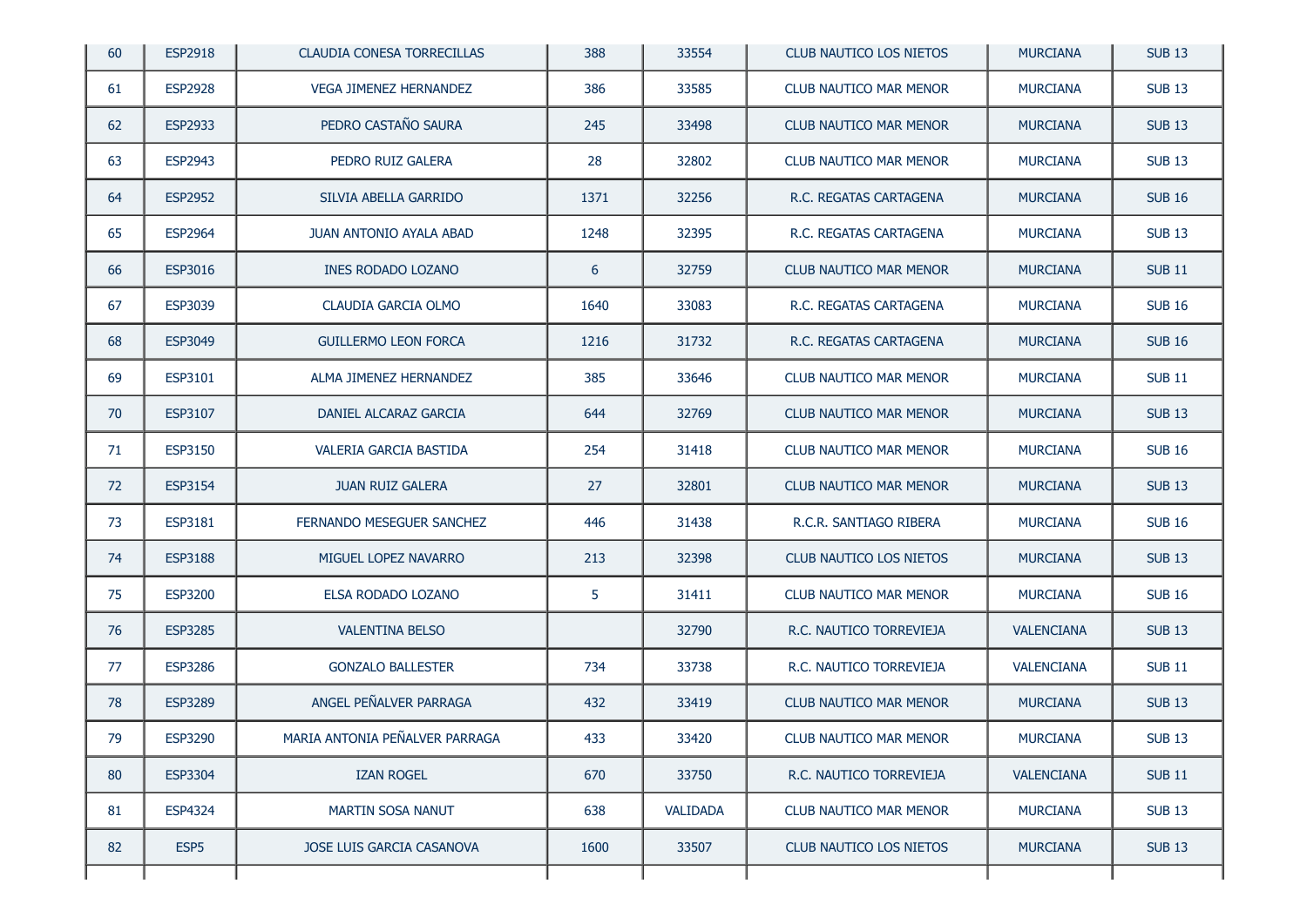| 60 | ESP2918 | CLAUDIA CONESA TORRECILLAS | 388 | 33554 | CLUB NAUTICO LOS NIETOS | MURCIANA | SUB 13 |
|---|---|---|---|---|---|---|---|
| 61 | ESP2928 | VEGA JIMENEZ HERNANDEZ | 386 | 33585 | CLUB NAUTICO MAR MENOR | MURCIANA | SUB 13 |
| 62 | ESP2933 | PEDRO CASTAÑO SAURA | 245 | 33498 | CLUB NAUTICO MAR MENOR | MURCIANA | SUB 13 |
| 63 | ESP2943 | PEDRO RUIZ GALERA | 28 | 32802 | CLUB NAUTICO MAR MENOR | MURCIANA | SUB 13 |
| 64 | ESP2952 | SILVIA ABELLA GARRIDO | 1371 | 32256 | R.C. REGATAS CARTAGENA | MURCIANA | SUB 16 |
| 65 | ESP2964 | JUAN ANTONIO AYALA ABAD | 1248 | 32395 | R.C. REGATAS CARTAGENA | MURCIANA | SUB 13 |
| 66 | ESP3016 | INES RODADO LOZANO | 6 | 32759 | CLUB NAUTICO MAR MENOR | MURCIANA | SUB 11 |
| 67 | ESP3039 | CLAUDIA GARCIA OLMO | 1640 | 33083 | R.C. REGATAS CARTAGENA | MURCIANA | SUB 16 |
| 68 | ESP3049 | GUILLERMO LEON FORCA | 1216 | 31732 | R.C. REGATAS CARTAGENA | MURCIANA | SUB 16 |
| 69 | ESP3101 | ALMA JIMENEZ HERNANDEZ | 385 | 33646 | CLUB NAUTICO MAR MENOR | MURCIANA | SUB 11 |
| 70 | ESP3107 | DANIEL ALCARAZ GARCIA | 644 | 32769 | CLUB NAUTICO MAR MENOR | MURCIANA | SUB 13 |
| 71 | ESP3150 | VALERIA GARCIA BASTIDA | 254 | 31418 | CLUB NAUTICO MAR MENOR | MURCIANA | SUB 16 |
| 72 | ESP3154 | JUAN RUIZ GALERA | 27 | 32801 | CLUB NAUTICO MAR MENOR | MURCIANA | SUB 13 |
| 73 | ESP3181 | FERNANDO MESEGUER SANCHEZ | 446 | 31438 | R.C.R. SANTIAGO RIBERA | MURCIANA | SUB 16 |
| 74 | ESP3188 | MIGUEL LOPEZ NAVARRO | 213 | 32398 | CLUB NAUTICO LOS NIETOS | MURCIANA | SUB 13 |
| 75 | ESP3200 | ELSA RODADO LOZANO | 5 | 31411 | CLUB NAUTICO MAR MENOR | MURCIANA | SUB 16 |
| 76 | ESP3285 | VALENTINA BELSO | | 32790 | R.C. NAUTICO TORREVIEJA | VALENCIANA | SUB 13 |
| 77 | ESP3286 | GONZALO BALLESTER | 734 | 33738 | R.C. NAUTICO TORREVIEJA | VALENCIANA | SUB 11 |
| 78 | ESP3289 | ANGEL PEÑALVER PARRAGA | 432 | 33419 | CLUB NAUTICO MAR MENOR | MURCIANA | SUB 13 |
| 79 | ESP3290 | MARIA ANTONIA PEÑALVER PARRAGA | 433 | 33420 | CLUB NAUTICO MAR MENOR | MURCIANA | SUB 13 |
| 80 | ESP3304 | IZAN ROGEL | 670 | 33750 | R.C. NAUTICO TORREVIEJA | VALENCIANA | SUB 11 |
| 81 | ESP4324 | MARTIN SOSA NANUT | 638 | VALIDADA | CLUB NAUTICO MAR MENOR | MURCIANA | SUB 13 |
| 82 | ESP5 | JOSE LUIS GARCIA CASANOVA | 1600 | 33507 | CLUB NAUTICO LOS NIETOS | MURCIANA | SUB 13 |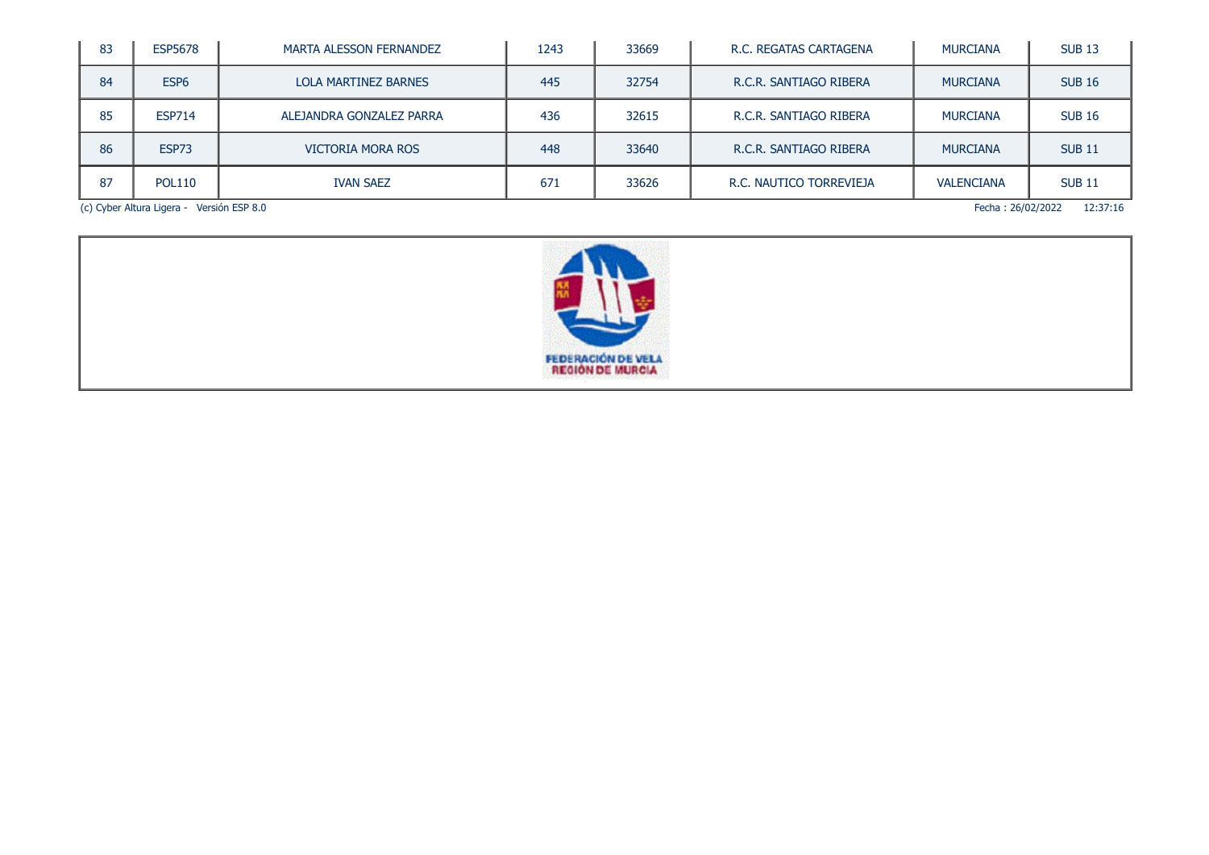| | | | | | | | |
|---|---|---|---|---|---|---|---|
| 83 | ESP5678 | MARTA ALESSON FERNANDEZ | 1243 | 33669 | R.C. REGATAS CARTAGENA | MURCIANA | SUB 13 |
| 84 | ESP6 | LOLA MARTINEZ BARNES | 445 | 32754 | R.C.R. SANTIAGO RIBERA | MURCIANA | SUB 16 |
| 85 | ESP714 | ALEJANDRA GONZALEZ PARRA | 436 | 32615 | R.C.R. SANTIAGO RIBERA | MURCIANA | SUB 16 |
| 86 | ESP73 | VICTORIA MORA ROS | 448 | 33640 | R.C.R. SANTIAGO RIBERA | MURCIANA | SUB 11 |
| 87 | POL110 | IVAN SAEZ | 671 | 33626 | R.C. NAUTICO TORREVIEJA | VALENCIANA | SUB 11 |

(c) Cyber Altura Ligera - Versión ESP 8.0

Fecha : 26/02/2022 12:37:16

FEDERACIÓN DE VELA
REGIÓN DE MURCIA